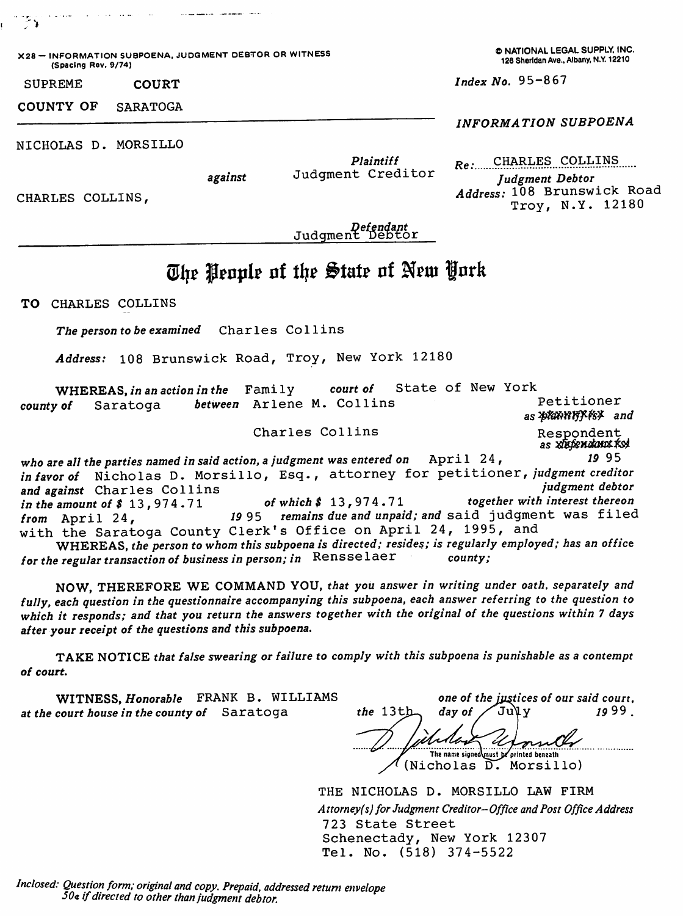X28 — INFORMATION SUBPOENA, JUDGMENT DEBTOR OR WITNESS
(Spacing Rev. 9/74)

© NATIONAL LEGAL SUPPLY, INC.
126 Sheridan Ave., Albany, N.Y. 12210

SUPREME COURT

COUNTY OF SARATOGA

*Index No.* 95-867

*INFORMATION SUBPOENA*

NICHOLAS D. MORSILLO

*Plaintiff*
Judgment Creditor

*against*

CHARLES COLLINS,

*Defendant*
Judgment Debtor

*Re:* CHARLES COLLINS
*Judgment Debtor*
*Address:* 108 Brunswick Road
Troy, N.Y. 12180

# The People of the State of New York

**TO** CHARLES COLLINS

*The person to be examined* Charles Collins

*Address:* 108 Brunswick Road, Troy, New York 12180

**WHEREAS,** *in an action in the* Family *court of* State of New York *county of* Saratoga *between* Arlene M. Collins Petitioner ~~*as plaintiff(s)*~~ *and* Charles Collins Respondent ~~*as defendant(s)*~~ *who are all the parties named in said action, a judgment was entered on* April 24, *19* 95 *in favor of* Nicholas D. Morsillo, Esq., attorney for petitioner, *judgment creditor and against* Charles Collins *judgment debtor in the amount of $* 13,974.71 *of which $* 13,974.71 *remains due and unpaid; and* said judgment was filed with the Saratoga County Clerk's Office on April 24, 1995, and *together with interest thereon from* April 24, *19* 95

**WHEREAS,** *the person to whom this subpoena is directed; resides; is regularly employed; has an office for the regular transaction of business in person; in* Rensselaer *county;*

**NOW, THEREFORE WE COMMAND YOU,** *that you answer in writing under oath, separately and fully, each question in the questionnaire accompanying this subpoena, each answer referring to the question to which it responds; and that you return the answers together with the original of the questions within 7 days after your receipt of the questions and this subpoena.*

**TAKE NOTICE** *that false swearing or failure to comply with this subpoena is punishable as a contempt of court.*

**WITNESS,** *Honorable* FRANK B. WILLIAMS *one of the justices of our said court, at the court house in the county of* Saratoga *the* 13th *day of* July *19*99.

[Signature]
The name signed must be printed beneath
(Nicholas D. Morsillo)

THE NICHOLAS D. MORSILLO LAW FIRM
*Attorney(s) for Judgment Creditor—Office and Post Office Address*
723 State Street
Schenectady, New York 12307
Tel. No. (518) 374-5522

*Inclosed: Question form; original and copy. Prepaid, addressed return envelope 50¢ if directed to other than judgment debtor.*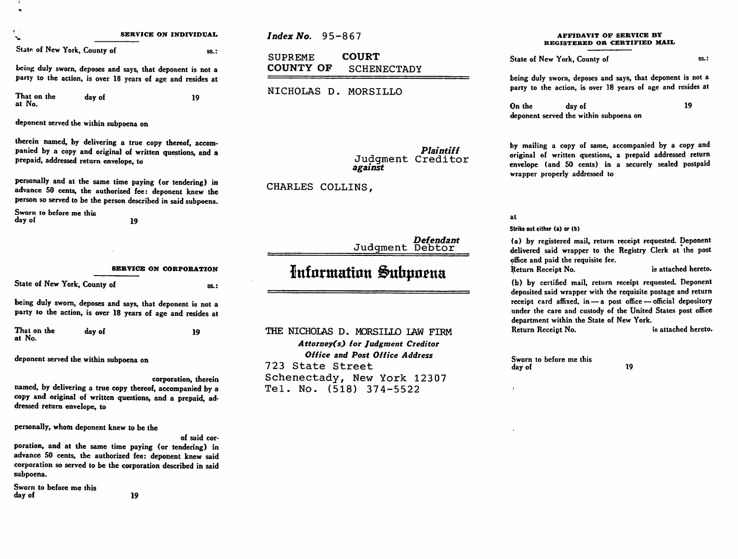### SERVICE ON INDIVIDUAL

State of New York, County of ss.:

being duly sworn, deposes and says, that deponent is not a party to the action, is over 18 years of age and resides at

That on the day of 19
at No.

deponent served the within subpoena on

therein named, by delivering a true copy thereof, accompanied by a copy and original of written questions, and a prepaid, addressed return envelope, to

personally and at the same time paying (or tendering) in advance 50 cents, the authorized fee: deponent knew the person so served to be the person described in said subpoena.

Sworn to before me this
day of 19

### SERVICE ON CORPORATION

State of New York, County of ss.:

being duly sworn, deposes and says, that deponent is not a party to the action, is over 18 years of age and resides at

That on the day of 19
at No.

deponent served the within subpoena on

corporation, therein named, by delivering a true copy thereof, accompanied by a copy and original of written questions, and a prepaid, addressed return envelope, to

personally, whom deponent knew to be the

of said corporation, and at the same time paying (or tendering) in advance 50 cents, the authorized fee: deponent knew said corporation so served to be the corporation described in said subpoena.

Sworn to before me this
day of 19

***Index No.*** 95-867

SUPREME **COURT**
**COUNTY OF** SCHENECTADY

NICHOLAS D. MORSILLO

***Plaintiff***
Judgment Creditor
***against***

CHARLES COLLINS,

***Defendant***
Judgment Debtor

# Information Subpoena

THE NICHOLAS D. MORSILLO LAW FIRM
***Attorney(s) for Judgment Creditor***
***Office and Post Office Address***
723 State Street
Schenectady, New York 12307
Tel. No. (518) 374-5522

### AFFIDAVIT OF SERVICE BY REGISTERED OR CERTIFIED MAIL

State of New York, County of ss.:

being duly sworn, deposes and says, that deponent is not a party to the action, is over 18 years of age and resides at

On the day of 19
deponent served the within subpoena on

by mailing a copy of same, accompanied by a copy and original of written questions, a prepaid addressed return envelope (and 50 cents) in a securely sealed postpaid wrapper properly addressed to

at

Strike out either (a) or (b)

(a) by registered mail, return receipt requested. Deponent delivered said wrapper to the Registry Clerk at the post office and paid the requisite fee.
Return Receipt No. is attached hereto.

(b) by certified mail, return receipt requested. Deponent deposited said wrapper with the requisite postage and return receipt card affixed, in — a post office — official depository under the care and custody of the United States post office department within the State of New York.
Return Receipt No. is attached hereto.

Sworn to before me this
day of 19